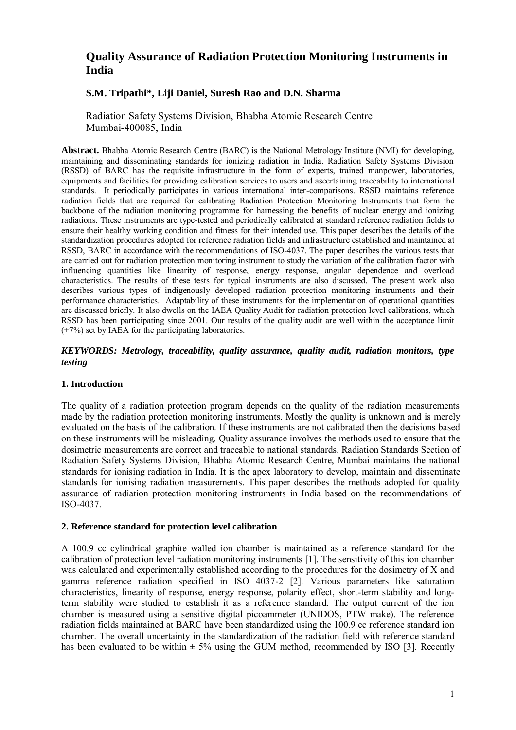# Quality Assurance of Radiation Protection Monitoring Instruments in India

### S.M. Tripathi*, Liji Daniel, Suresh Rao and D.N. Sharma

Radiation Safety Systems Division, Bhabha Atomic Research Centre
Mumbai-400085, India

**Abstract.** Bhabha Atomic Research Centre (BARC) is the National Metrology Institute (NMI) for developing, maintaining and disseminating standards for ionizing radiation in India. Radiation Safety Systems Division (RSSD) of BARC has the requisite infrastructure in the form of experts, trained manpower, laboratories, equipments and facilities for providing calibration services to users and ascertaining traceability to international standards. It periodically participates in various international inter-comparisons. RSSD maintains reference radiation fields that are required for calibrating Radiation Protection Monitoring Instruments that form the backbone of the radiation monitoring programme for harnessing the benefits of nuclear energy and ionizing radiations. These instruments are type-tested and periodically calibrated at standard reference radiation fields to ensure their healthy working condition and fitness for their intended use. This paper describes the details of the standardization procedures adopted for reference radiation fields and infrastructure established and maintained at RSSD, BARC in accordance with the recommendations of ISO-4037. The paper describes the various tests that are carried out for radiation protection monitoring instrument to study the variation of the calibration factor with influencing quantities like linearity of response, energy response, angular dependence and overload characteristics. The results of these tests for typical instruments are also discussed. The present work also describes various types of indigenously developed radiation protection monitoring instruments and their performance characteristics. Adaptability of these instruments for the implementation of operational quantities are discussed briefly. It also dwells on the IAEA Quality Audit for radiation protection level calibrations, which RSSD has been participating since 2001. Our results of the quality audit are well within the acceptance limit (±7%) set by IAEA for the participating laboratories.

***KEYWORDS: Metrology, traceability, quality assurance, quality audit, radiation monitors, type testing***

## 1. Introduction

The quality of a radiation protection program depends on the quality of the radiation measurements made by the radiation protection monitoring instruments. Mostly the quality is unknown and is merely evaluated on the basis of the calibration. If these instruments are not calibrated then the decisions based on these instruments will be misleading. Quality assurance involves the methods used to ensure that the dosimetric measurements are correct and traceable to national standards. Radiation Standards Section of Radiation Safety Systems Division, Bhabha Atomic Research Centre, Mumbai maintains the national standards for ionising radiation in India. It is the apex laboratory to develop, maintain and disseminate standards for ionising radiation measurements. This paper describes the methods adopted for quality assurance of radiation protection monitoring instruments in India based on the recommendations of ISO-4037.

## 2. Reference standard for protection level calibration

A 100.9 cc cylindrical graphite walled ion chamber is maintained as a reference standard for the calibration of protection level radiation monitoring instruments [1]. The sensitivity of this ion chamber was calculated and experimentally established according to the procedures for the dosimetry of X and gamma reference radiation specified in ISO 4037-2 [2]. Various parameters like saturation characteristics, linearity of response, energy response, polarity effect, short-term stability and long-term stability were studied to establish it as a reference standard. The output current of the ion chamber is measured using a sensitive digital picoammeter (UNIDOS, PTW make). The reference radiation fields maintained at BARC have been standardized using the 100.9 cc reference standard ion chamber. The overall uncertainty in the standardization of the radiation field with reference standard has been evaluated to be within ± 5% using the GUM method, recommended by ISO [3]. Recently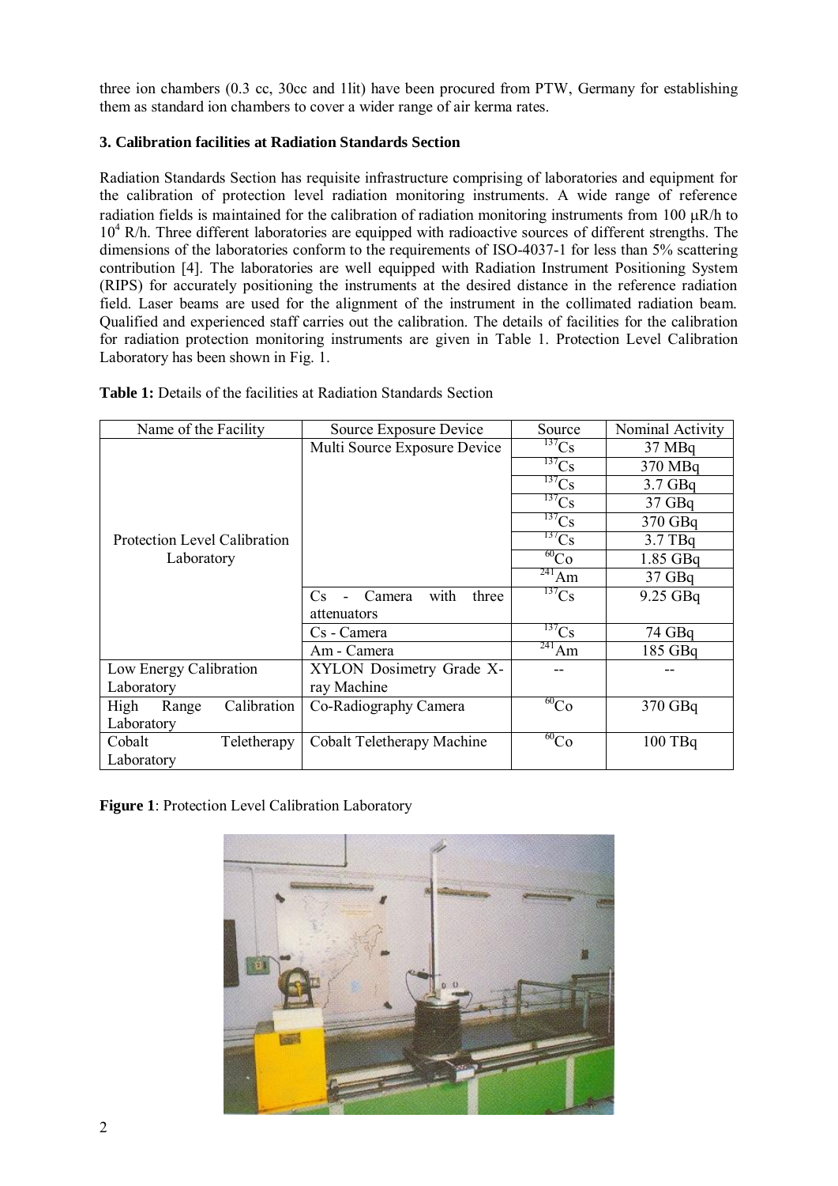three ion chambers (0.3 cc, 30cc and 1lit) have been procured from PTW, Germany for establishing them as standard ion chambers to cover a wider range of air kerma rates.

### 3. Calibration facilities at Radiation Standards Section

Radiation Standards Section has requisite infrastructure comprising of laboratories and equipment for the calibration of protection level radiation monitoring instruments. A wide range of reference radiation fields is maintained for the calibration of radiation monitoring instruments from 100 μR/h to $10^4$ R/h. Three different laboratories are equipped with radioactive sources of different strengths. The dimensions of the laboratories conform to the requirements of ISO-4037-1 for less than 5% scattering contribution [4]. The laboratories are well equipped with Radiation Instrument Positioning System (RIPS) for accurately positioning the instruments at the desired distance in the reference radiation field. Laser beams are used for the alignment of the instrument in the collimated radiation beam. Qualified and experienced staff carries out the calibration. The details of facilities for the calibration for radiation protection monitoring instruments are given in Table 1. Protection Level Calibration Laboratory has been shown in Fig. 1.

**Table 1:** Details of the facilities at Radiation Standards Section

| Name of the Facility | Source Exposure Device | Source | Nominal Activity |
|---|---|---|---|
| Protection Level Calibration Laboratory | Multi Source Exposure Device | $^{137}$Cs | 37 MBq |
| | | $^{137}$Cs | 370 MBq |
| | | $^{137}$Cs | 3.7 GBq |
| | | $^{137}$Cs | 37 GBq |
| | | $^{137}$Cs | 370 GBq |
| | | $^{137}$Cs | 3.7 TBq |
| | | $^{60}$Co | 1.85 GBq |
| | | $^{241}$Am | 37 GBq |
| | Cs - Camera with three attenuators | $^{137}$Cs | 9.25 GBq |
| | Cs - Camera | $^{137}$Cs | 74 GBq |
| | Am - Camera | $^{241}$Am | 185 GBq |
| Low Energy Calibration Laboratory | XYLON Dosimetry Grade X-ray Machine | -- | -- |
| High Range Calibration Laboratory | Co-Radiography Camera | $^{60}$Co | 370 GBq |
| Cobalt Teletherapy Laboratory | Cobalt Teletherapy Machine | $^{60}$Co | 100 TBq |

**Figure 1**: Protection Level Calibration Laboratory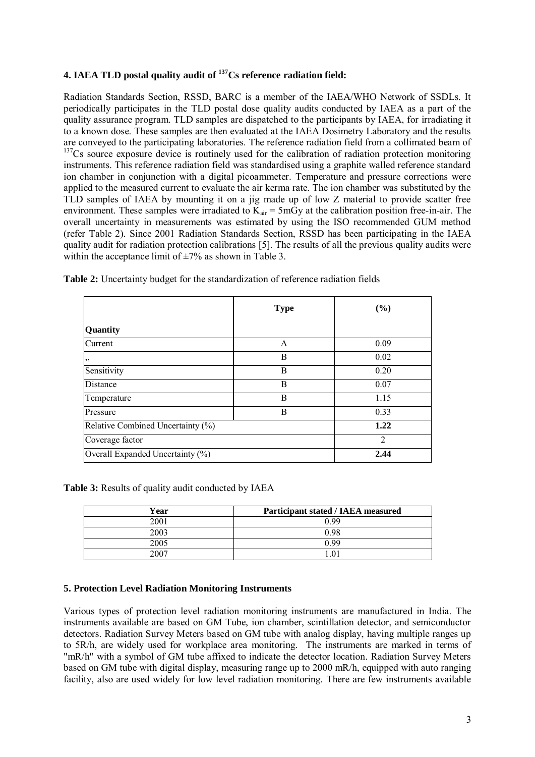## 4. IAEA TLD postal quality audit of $^{137}$Cs reference radiation field:

Radiation Standards Section, RSSD, BARC is a member of the IAEA/WHO Network of SSDLs. It periodically participates in the TLD postal dose quality audits conducted by IAEA as a part of the quality assurance program. TLD samples are dispatched to the participants by IAEA, for irradiating it to a known dose. These samples are then evaluated at the IAEA Dosimetry Laboratory and the results are conveyed to the participating laboratories. The reference radiation field from a collimated beam of $^{137}$Cs source exposure device is routinely used for the calibration of radiation protection monitoring instruments. This reference radiation field was standardised using a graphite walled reference standard ion chamber in conjunction with a digital picoammeter. Temperature and pressure corrections were applied to the measured current to evaluate the air kerma rate. The ion chamber was substituted by the TLD samples of IAEA by mounting it on a jig made up of low Z material to provide scatter free environment. These samples were irradiated to $K_{air}$ = 5mGy at the calibration position free-in-air. The overall uncertainty in measurements was estimated by using the ISO recommended GUM method (refer Table 2). Since 2001 Radiation Standards Section, RSSD has been participating in the IAEA quality audit for radiation protection calibrations [5]. The results of all the previous quality audits were within the acceptance limit of ±7% as shown in Table 3.

**Table 2:** Uncertainty budget for the standardization of reference radiation fields

| Quantity | Type | (%) |
|---|---|---|
| Current | A | 0.09 |
| ,, | B | 0.02 |
| Sensitivity | B | 0.20 |
| Distance | B | 0.07 |
| Temperature | B | 1.15 |
| Pressure | B | 0.33 |
| Relative Combined Uncertainty (%) | | **1.22** |
| Coverage factor | | 2 |
| Overall Expanded Uncertainty (%) | | **2.44** |

**Table 3:** Results of quality audit conducted by IAEA

| Year | Participant stated / IAEA measured |
|---|---|
| 2001 | 0.99 |
| 2003 | 0.98 |
| 2005 | 0.99 |
| 2007 | 1.01 |

## 5. Protection Level Radiation Monitoring Instruments

Various types of protection level radiation monitoring instruments are manufactured in India. The instruments available are based on GM Tube, ion chamber, scintillation detector, and semiconductor detectors. Radiation Survey Meters based on GM tube with analog display, having multiple ranges up to 5R/h, are widely used for workplace area monitoring. The instruments are marked in terms of "mR/h" with a symbol of GM tube affixed to indicate the detector location. Radiation Survey Meters based on GM tube with digital display, measuring range up to 2000 mR/h, equipped with auto ranging facility, also are used widely for low level radiation monitoring. There are few instruments available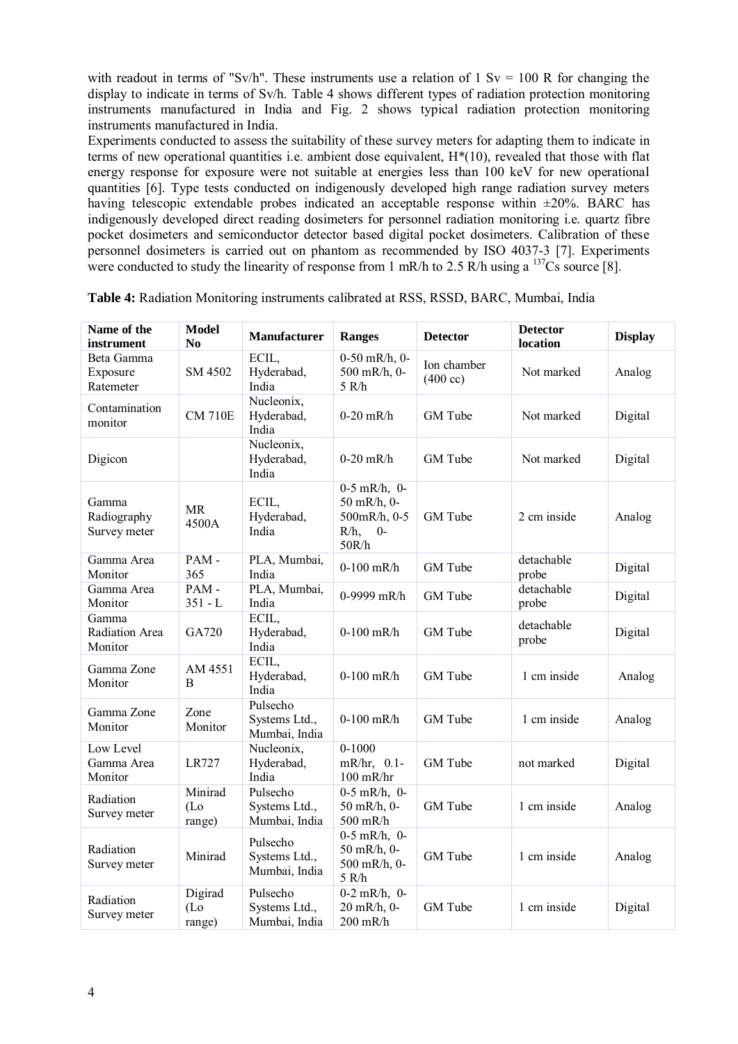with readout in terms of "Sv/h". These instruments use a relation of 1 Sv = 100 R for changing the display to indicate in terms of Sv/h. Table 4 shows different types of radiation protection monitoring instruments manufactured in India and Fig. 2 shows typical radiation protection monitoring instruments manufactured in India.

Experiments conducted to assess the suitability of these survey meters for adapting them to indicate in terms of new operational quantities i.e. ambient dose equivalent, H*(10), revealed that those with flat energy response for exposure were not suitable at energies less than 100 keV for new operational quantities [6]. Type tests conducted on indigenously developed high range radiation survey meters having telescopic extendable probes indicated an acceptable response within ±20%. BARC has indigenously developed direct reading dosimeters for personnel radiation monitoring i.e. quartz fibre pocket dosimeters and semiconductor detector based digital pocket dosimeters. Calibration of these personnel dosimeters is carried out on phantom as recommended by ISO 4037-3 [7]. Experiments were conducted to study the linearity of response from 1 mR/h to 2.5 R/h using a $^{137}$Cs source [8].

**Table 4:** Radiation Monitoring instruments calibrated at RSS, RSSD, BARC, Mumbai, India

| Name of the instrument | Model No | Manufacturer | Ranges | Detector | Detector location | Display |
|---|---|---|---|---|---|---|
| Beta Gamma Exposure Ratemeter | SM 4502 | ECIL, Hyderabad, India | 0-50 mR/h, 0-500 mR/h, 0-5 R/h | Ion chamber (400 cc) | Not marked | Analog |
| Contamination monitor | CM 710E | Nucleonix, Hyderabad, India | 0-20 mR/h | GM Tube | Not marked | Digital |
| Digicon | | Nucleonix, Hyderabad, India | 0-20 mR/h | GM Tube | Not marked | Digital |
| Gamma Radiography Survey meter | MR 4500A | ECIL, Hyderabad, India | 0-5 mR/h, 0-50 mR/h, 0-500mR/h, 0-5 R/h, 0-50R/h | GM Tube | 2 cm inside | Analog |
| Gamma Area Monitor | PAM - 365 | PLA, Mumbai, India | 0-100 mR/h | GM Tube | detachable probe | Digital |
| Gamma Area Monitor | PAM - 351 - L | PLA, Mumbai, India | 0-9999 mR/h | GM Tube | detachable probe | Digital |
| Gamma Radiation Area Monitor | GA720 | ECIL, Hyderabad, India | 0-100 mR/h | GM Tube | detachable probe | Digital |
| Gamma Zone Monitor | AM 4551 B | ECIL, Hyderabad, India | 0-100 mR/h | GM Tube | 1 cm inside | Analog |
| Gamma Zone Monitor | Zone Monitor | Pulsecho Systems Ltd., Mumbai, India | 0-100 mR/h | GM Tube | 1 cm inside | Analog |
| Low Level Gamma Area Monitor | LR727 | Nucleonix, Hyderabad, India | 0-1000 mR/hr, 0.1-100 mR/hr | GM Tube | not marked | Digital |
| Radiation Survey meter | Minirad (Lo range) | Pulsecho Systems Ltd., Mumbai, India | 0-5 mR/h, 0-50 mR/h, 0-500 mR/h | GM Tube | 1 cm inside | Analog |
| Radiation Survey meter | Minirad | Pulsecho Systems Ltd., Mumbai, India | 0-5 mR/h, 0-50 mR/h, 0-500 mR/h, 0-5 R/h | GM Tube | 1 cm inside | Analog |
| Radiation Survey meter | Digirad (Lo range) | Pulsecho Systems Ltd., Mumbai, India | 0-2 mR/h, 0-20 mR/h, 0-200 mR/h | GM Tube | 1 cm inside | Digital |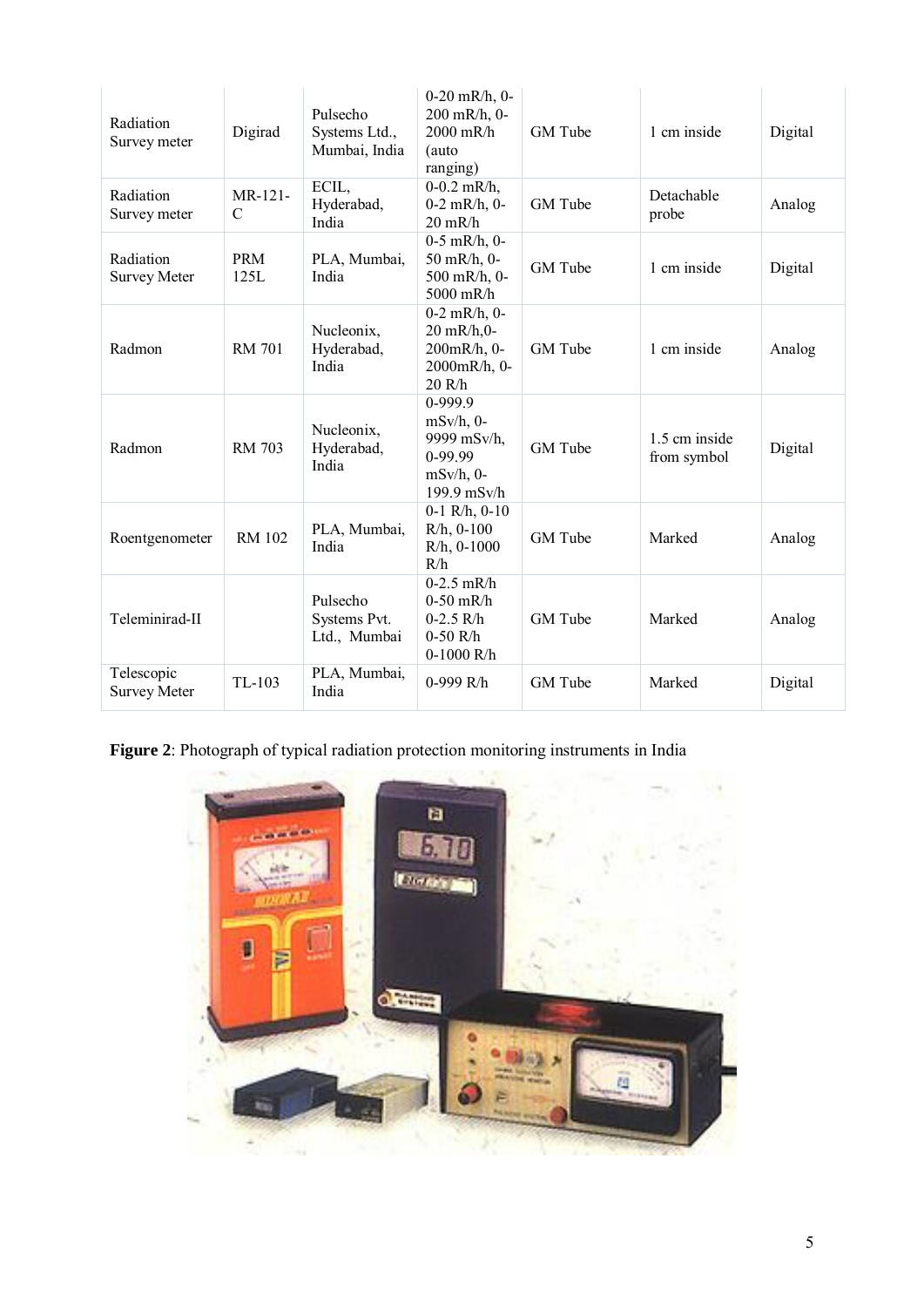| | | | | | | |
|---|---|---|---|---|---|---|
| Radiation Survey meter | Digirad | Pulsecho Systems Ltd., Mumbai, India | 0-20 mR/h, 0-200 mR/h, 0-2000 mR/h (auto ranging) | GM Tube | 1 cm inside | Digital |
| Radiation Survey meter | MR-121-C | ECIL, Hyderabad, India | 0-0.2 mR/h, 0-2 mR/h, 0-20 mR/h | GM Tube | Detachable probe | Analog |
| Radiation Survey Meter | PRM 125L | PLA, Mumbai, India | 0-5 mR/h, 0-50 mR/h, 0-500 mR/h, 0-5000 mR/h | GM Tube | 1 cm inside | Digital |
| Radmon | RM 701 | Nucleonix, Hyderabad, India | 0-2 mR/h, 0-20 mR/h,0-200mR/h, 0-2000mR/h, 0-20 R/h | GM Tube | 1 cm inside | Analog |
| Radmon | RM 703 | Nucleonix, Hyderabad, India | 0-999.9 mSv/h, 0-9999 mSv/h, 0-99.99 mSv/h, 0-199.9 mSv/h | GM Tube | 1.5 cm inside from symbol | Digital |
| Roentgenometer | RM 102 | PLA, Mumbai, India | 0-1 R/h, 0-10 R/h, 0-100 R/h, 0-1000 R/h | GM Tube | Marked | Analog |
| Teleminirad-II | | Pulsecho Systems Pvt. Ltd., Mumbai | 0-2.5 mR/h 0-50 mR/h 0-2.5 R/h 0-50 R/h 0-1000 R/h | GM Tube | Marked | Analog |
| Telescopic Survey Meter | TL-103 | PLA, Mumbai, India | 0-999 R/h | GM Tube | Marked | Digital |

**Figure 2**: Photograph of typical radiation protection monitoring instruments in India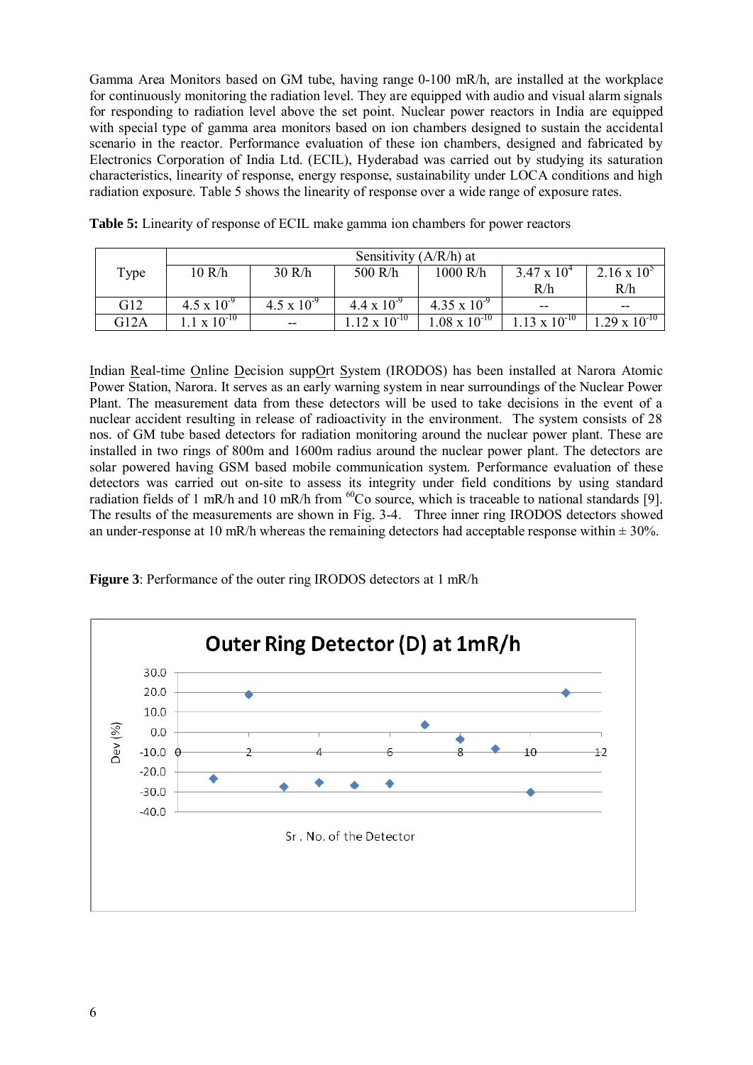Gamma Area Monitors based on GM tube, having range 0-100 mR/h, are installed at the workplace for continuously monitoring the radiation level. They are equipped with audio and visual alarm signals for responding to radiation level above the set point. Nuclear power reactors in India are equipped with special type of gamma area monitors based on ion chambers designed to sustain the accidental scenario in the reactor. Performance evaluation of these ion chambers, designed and fabricated by Electronics Corporation of India Ltd. (ECIL), Hyderabad was carried out by studying its saturation characteristics, linearity of response, energy response, sustainability under LOCA conditions and high radiation exposure. Table 5 shows the linearity of response over a wide range of exposure rates.

**Table 5:** Linearity of response of ECIL make gamma ion chambers for power reactors

| Type | Sensitivity (A/R/h) at | | | | | |
|---|---|---|---|---|---|---|
| | 10 R/h | 30 R/h | 500 R/h | 1000 R/h | $3.47 \times 10^4$ R/h | $2.16 \times 10^5$ R/h |
| G12 | $4.5 \times 10^{-9}$ | $4.5 \times 10^{-9}$ | $4.4 \times 10^{-9}$ | $4.35 \times 10^{-9}$ | -- | -- |
| G12A | $1.1 \times 10^{-10}$ | -- | $1.12 \times 10^{-10}$ | $1.08 \times 10^{-10}$ | $1.13 \times 10^{-10}$ | $1.29 \times 10^{-10}$ |

Indian Real-time Online Decision suppOrt System (IRODOS) has been installed at Narora Atomic Power Station, Narora. It serves as an early warning system in near surroundings of the Nuclear Power Plant. The measurement data from these detectors will be used to take decisions in the event of a nuclear accident resulting in release of radioactivity in the environment. The system consists of 28 nos. of GM tube based detectors for radiation monitoring around the nuclear power plant. These are installed in two rings of 800m and 1600m radius around the nuclear power plant. The detectors are solar powered having GSM based mobile communication system. Performance evaluation of these detectors was carried out on-site to assess its integrity under field conditions by using standard radiation fields of 1 mR/h and 10 mR/h from $^{60}$Co source, which is traceable to national standards [9]. The results of the measurements are shown in Fig. 3-4. Three inner ring IRODOS detectors showed an under-response at 10 mR/h whereas the remaining detectors had acceptable response within ± 30%.

**Figure 3**: Performance of the outer ring IRODOS detectors at 1 mR/h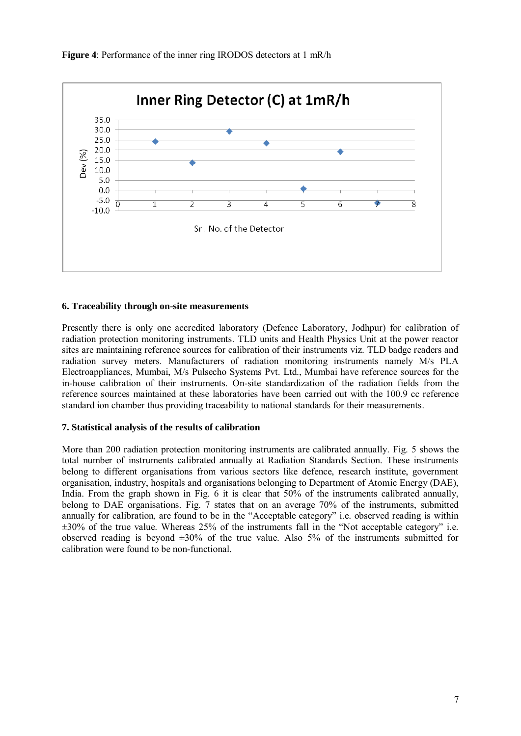**Figure 4**: Performance of the inner ring IRODOS detectors at 1 mR/h

### 6. Traceability through on-site measurements

Presently there is only one accredited laboratory (Defence Laboratory, Jodhpur) for calibration of radiation protection monitoring instruments. TLD units and Health Physics Unit at the power reactor sites are maintaining reference sources for calibration of their instruments viz. TLD badge readers and radiation survey meters. Manufacturers of radiation monitoring instruments namely M/s PLA Electroappliances, Mumbai, M/s Pulsecho Systems Pvt. Ltd., Mumbai have reference sources for the in-house calibration of their instruments. On-site standardization of the radiation fields from the reference sources maintained at these laboratories have been carried out with the 100.9 cc reference standard ion chamber thus providing traceability to national standards for their measurements.

### 7. Statistical analysis of the results of calibration

More than 200 radiation protection monitoring instruments are calibrated annually. Fig. 5 shows the total number of instruments calibrated annually at Radiation Standards Section. These instruments belong to different organisations from various sectors like defence, research institute, government organisation, industry, hospitals and organisations belonging to Department of Atomic Energy (DAE), India. From the graph shown in Fig. 6 it is clear that 50% of the instruments calibrated annually, belong to DAE organisations. Fig. 7 states that on an average 70% of the instruments, submitted annually for calibration, are found to be in the "Acceptable category" i.e. observed reading is within ±30% of the true value. Whereas 25% of the instruments fall in the "Not acceptable category" i.e. observed reading is beyond ±30% of the true value. Also 5% of the instruments submitted for calibration were found to be non-functional.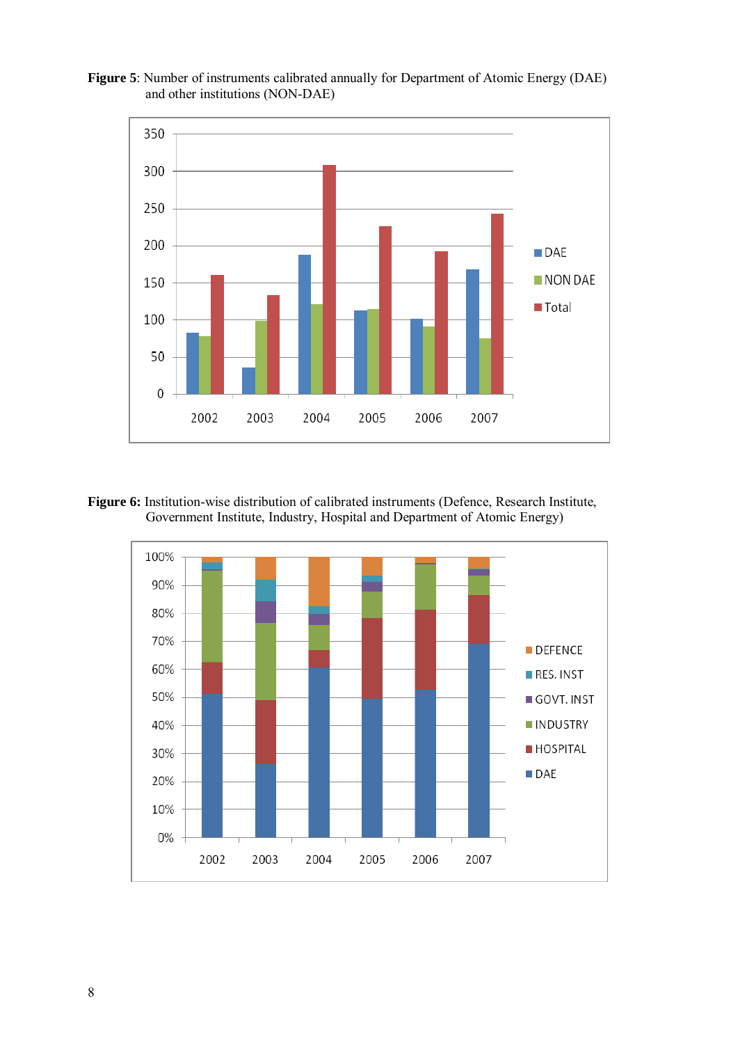**Figure 5**: Number of instruments calibrated annually for Department of Atomic Energy (DAE) and other institutions (NON-DAE)

**Figure 6:** Institution-wise distribution of calibrated instruments (Defence, Research Institute, Government Institute, Industry, Hospital and Department of Atomic Energy)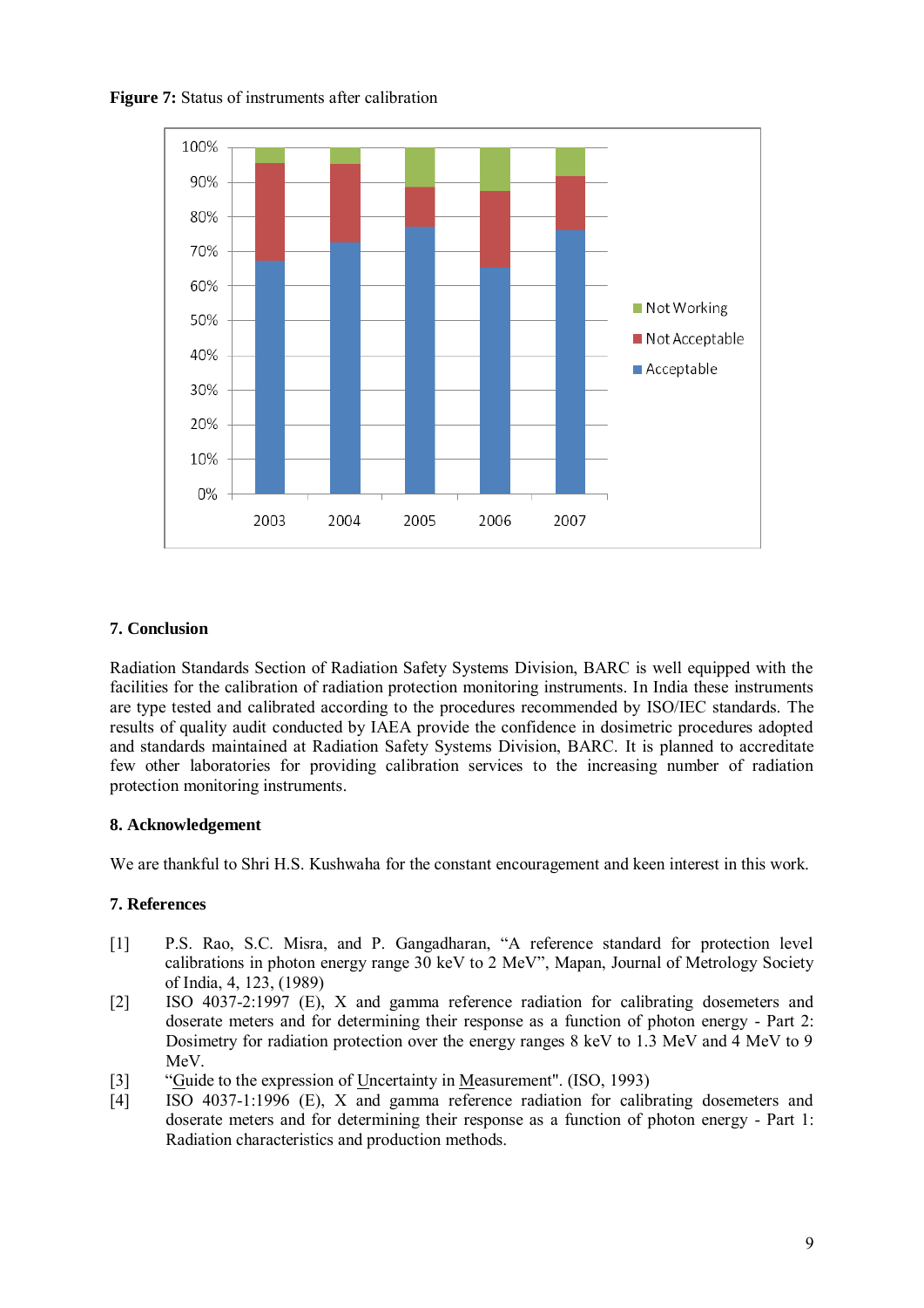**Figure 7:** Status of instruments after calibration

## 7. Conclusion

Radiation Standards Section of Radiation Safety Systems Division, BARC is well equipped with the facilities for the calibration of radiation protection monitoring instruments. In India these instruments are type tested and calibrated according to the procedures recommended by ISO/IEC standards. The results of quality audit conducted by IAEA provide the confidence in dosimetric procedures adopted and standards maintained at Radiation Safety Systems Division, BARC. It is planned to accreditate few other laboratories for providing calibration services to the increasing number of radiation protection monitoring instruments.

## 8. Acknowledgement

We are thankful to Shri H.S. Kushwaha for the constant encouragement and keen interest in this work.

## 7. References

[1] P.S. Rao, S.C. Misra, and P. Gangadharan, "A reference standard for protection level calibrations in photon energy range 30 keV to 2 MeV", Mapan, Journal of Metrology Society of India, 4, 123, (1989)

[2] ISO 4037-2:1997 (E), X and gamma reference radiation for calibrating dosemeters and doserate meters and for determining their response as a function of photon energy - Part 2: Dosimetry for radiation protection over the energy ranges 8 keV to 1.3 MeV and 4 MeV to 9 MeV.

[3] "Guide to the expression of Uncertainty in Measurement". (ISO, 1993)

[4] ISO 4037-1:1996 (E), X and gamma reference radiation for calibrating dosemeters and doserate meters and for determining their response as a function of photon energy - Part 1: Radiation characteristics and production methods.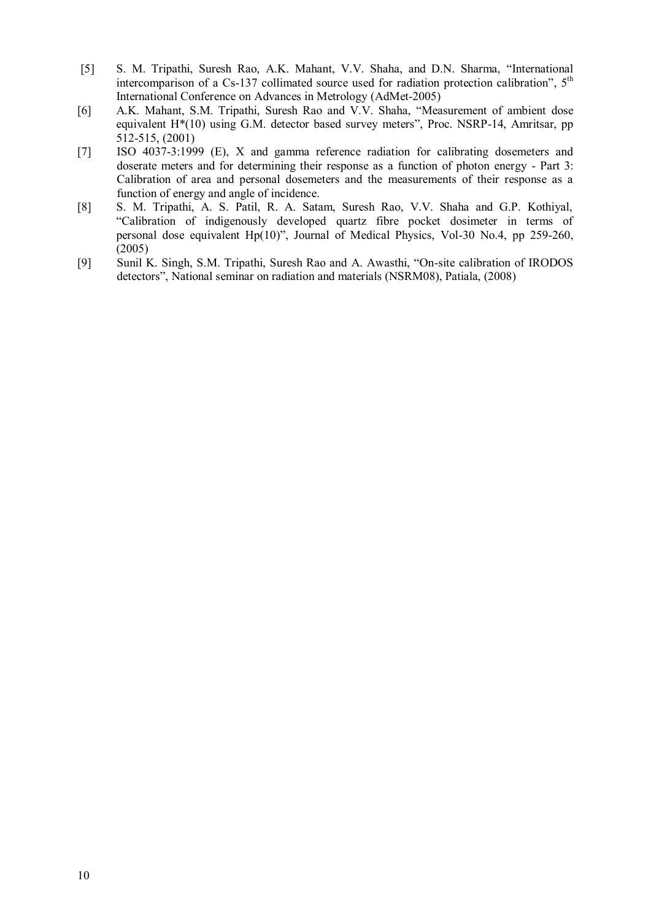[5] S. M. Tripathi, Suresh Rao, A.K. Mahant, V.V. Shaha, and D.N. Sharma, "International intercomparison of a Cs-137 collimated source used for radiation protection calibration", 5th International Conference on Advances in Metrology (AdMet-2005)

[6] A.K. Mahant, S.M. Tripathi, Suresh Rao and V.V. Shaha, "Measurement of ambient dose equivalent H*(10) using G.M. detector based survey meters", Proc. NSRP-14, Amritsar, pp 512-515, (2001)

[7] ISO 4037-3:1999 (E), X and gamma reference radiation for calibrating dosemeters and doserate meters and for determining their response as a function of photon energy - Part 3: Calibration of area and personal dosemeters and the measurements of their response as a function of energy and angle of incidence.

[8] S. M. Tripathi, A. S. Patil, R. A. Satam, Suresh Rao, V.V. Shaha and G.P. Kothiyal, "Calibration of indigenously developed quartz fibre pocket dosimeter in terms of personal dose equivalent Hp(10)", Journal of Medical Physics, Vol-30 No.4, pp 259-260, (2005)

[9] Sunil K. Singh, S.M. Tripathi, Suresh Rao and A. Awasthi, "On-site calibration of IRODOS detectors", National seminar on radiation and materials (NSRM08), Patiala, (2008)